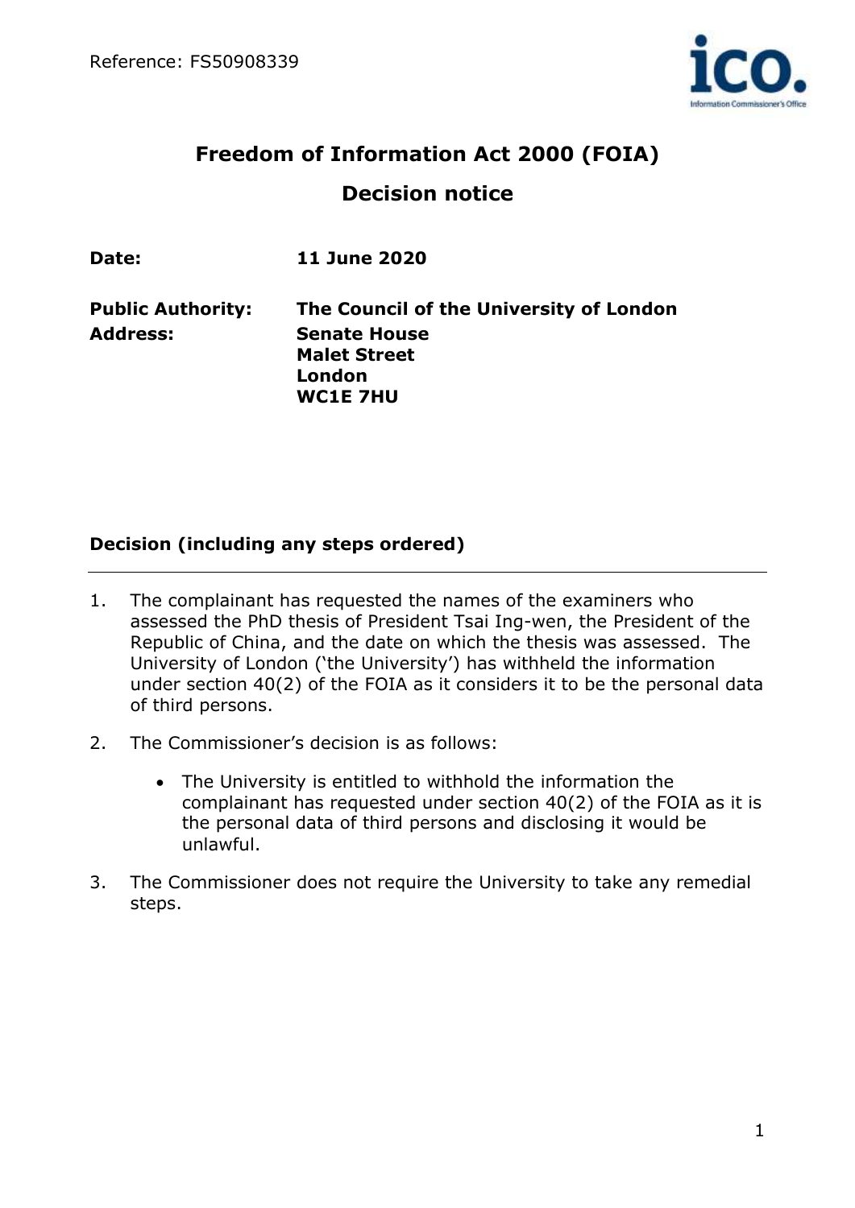Reference: FS50908339

# Freedom of Information Act 2000 (FOIA)

## Decision notice

**Date:** **11 June 2020**

**Public Authority:** **The Council of the University of London**
**Address:** **Senate House**
**Malet Street**
**London**
**WC1E 7HU**

### Decision (including any steps ordered)

1. The complainant has requested the names of the examiners who assessed the PhD thesis of President Tsai Ing-wen, the President of the Republic of China, and the date on which the thesis was assessed. The University of London ('the University') has withheld the information under section 40(2) of the FOIA as it considers it to be the personal data of third persons.

2. The Commissioner's decision is as follows:

    - The University is entitled to withhold the information the complainant has requested under section 40(2) of the FOIA as it is the personal data of third persons and disclosing it would be unlawful.

3. The Commissioner does not require the University to take any remedial steps.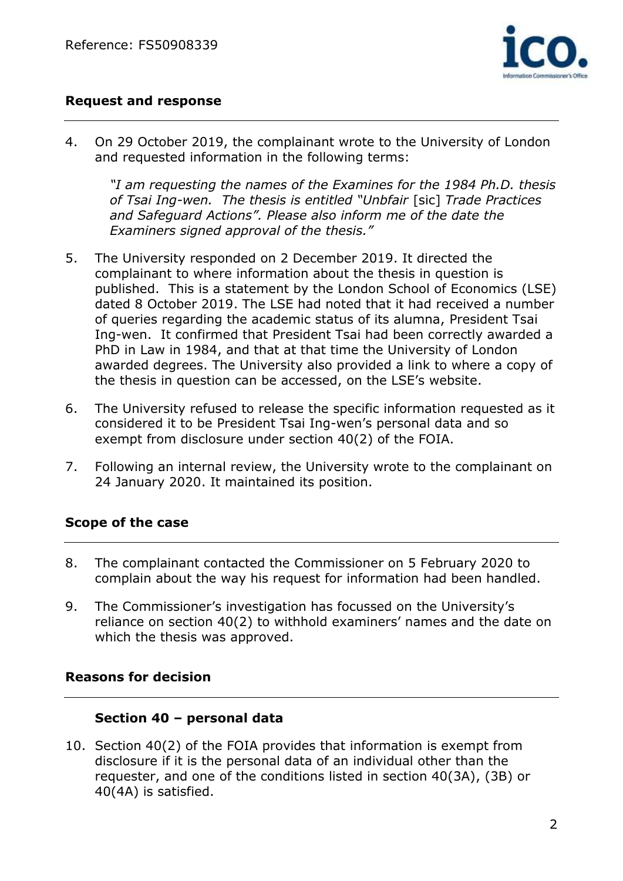## Request and response

4. On 29 October 2019, the complainant wrote to the University of London and requested information in the following terms:

   *"I am requesting the names of the Examines for the 1984 Ph.D. thesis of Tsai Ing-wen. The thesis is entitled "Unbfair* [sic] *Trade Practices and Safeguard Actions". Please also inform me of the date the Examiners signed approval of the thesis."*

5. The University responded on 2 December 2019. It directed the complainant to where information about the thesis in question is published. This is a statement by the London School of Economics (LSE) dated 8 October 2019. The LSE had noted that it had received a number of queries regarding the academic status of its alumna, President Tsai Ing-wen. It confirmed that President Tsai had been correctly awarded a PhD in Law in 1984, and that at that time the University of London awarded degrees. The University also provided a link to where a copy of the thesis in question can be accessed, on the LSE's website.

6. The University refused to release the specific information requested as it considered it to be President Tsai Ing-wen's personal data and so exempt from disclosure under section 40(2) of the FOIA.

7. Following an internal review, the University wrote to the complainant on 24 January 2020. It maintained its position.

## Scope of the case

8. The complainant contacted the Commissioner on 5 February 2020 to complain about the way his request for information had been handled.

9. The Commissioner's investigation has focussed on the University's reliance on section 40(2) to withhold examiners' names and the date on which the thesis was approved.

## Reasons for decision

### Section 40 – personal data

10. Section 40(2) of the FOIA provides that information is exempt from disclosure if it is the personal data of an individual other than the requester, and one of the conditions listed in section 40(3A), (3B) or 40(4A) is satisfied.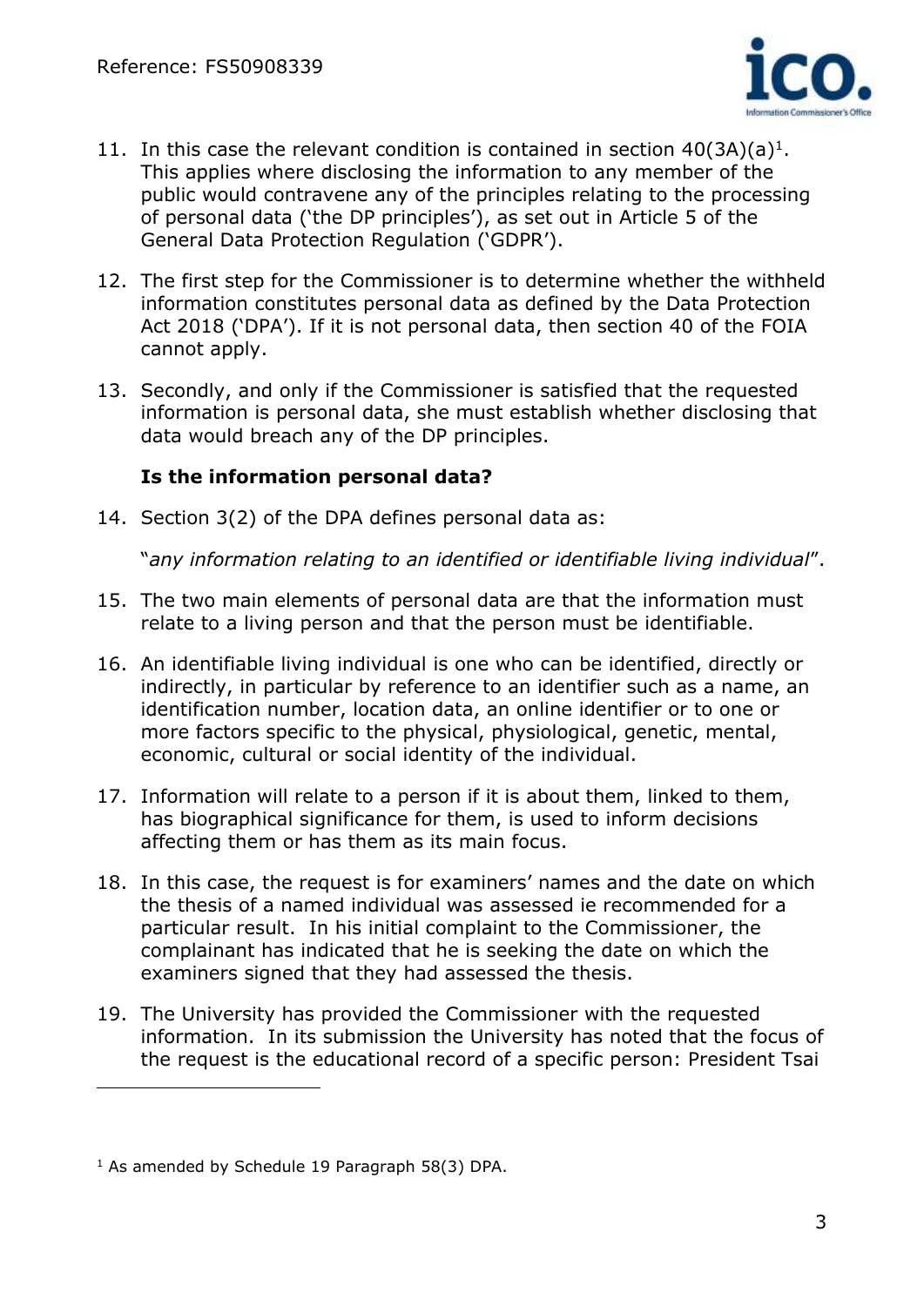11. In this case the relevant condition is contained in section 40(3A)(a)[1]. This applies where disclosing the information to any member of the public would contravene any of the principles relating to the processing of personal data ('the DP principles'), as set out in Article 5 of the General Data Protection Regulation ('GDPR').

12. The first step for the Commissioner is to determine whether the withheld information constitutes personal data as defined by the Data Protection Act 2018 ('DPA'). If it is not personal data, then section 40 of the FOIA cannot apply.

13. Secondly, and only if the Commissioner is satisfied that the requested information is personal data, she must establish whether disclosing that data would breach any of the DP principles.

**Is the information personal data?**

14. Section 3(2) of the DPA defines personal data as:

    "*any information relating to an identified or identifiable living individual*".

15. The two main elements of personal data are that the information must relate to a living person and that the person must be identifiable.

16. An identifiable living individual is one who can be identified, directly or indirectly, in particular by reference to an identifier such as a name, an identification number, location data, an online identifier or to one or more factors specific to the physical, physiological, genetic, mental, economic, cultural or social identity of the individual.

17. Information will relate to a person if it is about them, linked to them, has biographical significance for them, is used to inform decisions affecting them or has them as its main focus.

18. In this case, the request is for examiners' names and the date on which the thesis of a named individual was assessed ie recommended for a particular result. In his initial complaint to the Commissioner, the complainant has indicated that he is seeking the date on which the examiners signed that they had assessed the thesis.

19. The University has provided the Commissioner with the requested information. In its submission the University has noted that the focus of the request is the educational record of a specific person: President Tsai

---

[1] As amended by Schedule 19 Paragraph 58(3) DPA.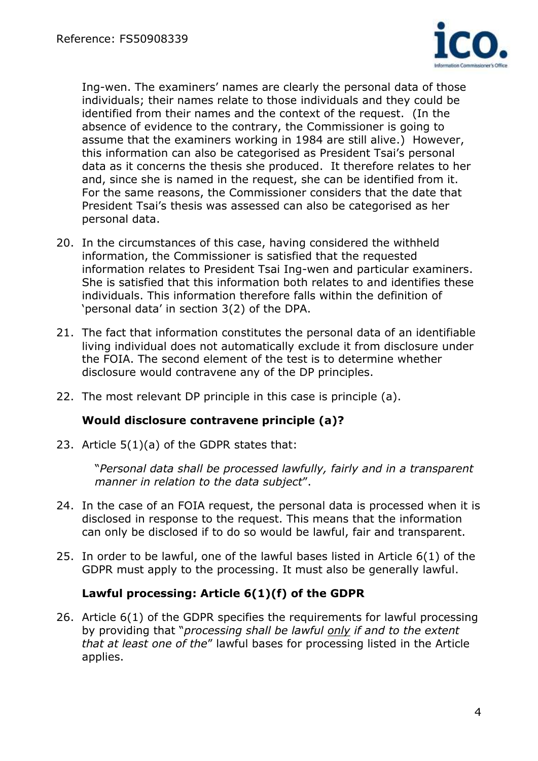Ing-wen. The examiners' names are clearly the personal data of those individuals; their names relate to those individuals and they could be identified from their names and the context of the request. (In the absence of evidence to the contrary, the Commissioner is going to assume that the examiners working in 1984 are still alive.) However, this information can also be categorised as President Tsai's personal data as it concerns the thesis she produced. It therefore relates to her and, since she is named in the request, she can be identified from it. For the same reasons, the Commissioner considers that the date that President Tsai's thesis was assessed can also be categorised as her personal data.

20. In the circumstances of this case, having considered the withheld information, the Commissioner is satisfied that the requested information relates to President Tsai Ing-wen and particular examiners. She is satisfied that this information both relates to and identifies these individuals. This information therefore falls within the definition of 'personal data' in section 3(2) of the DPA.

21. The fact that information constitutes the personal data of an identifiable living individual does not automatically exclude it from disclosure under the FOIA. The second element of the test is to determine whether disclosure would contravene any of the DP principles.

22. The most relevant DP principle in this case is principle (a).

### Would disclosure contravene principle (a)?

23. Article 5(1)(a) of the GDPR states that:

    "*Personal data shall be processed lawfully, fairly and in a transparent manner in relation to the data subject*".

24. In the case of an FOIA request, the personal data is processed when it is disclosed in response to the request. This means that the information can only be disclosed if to do so would be lawful, fair and transparent.

25. In order to be lawful, one of the lawful bases listed in Article 6(1) of the GDPR must apply to the processing. It must also be generally lawful.

### Lawful processing: Article 6(1)(f) of the GDPR

26. Article 6(1) of the GDPR specifies the requirements for lawful processing by providing that "*processing shall be lawful only if and to the extent that at least one of the*" lawful bases for processing listed in the Article applies.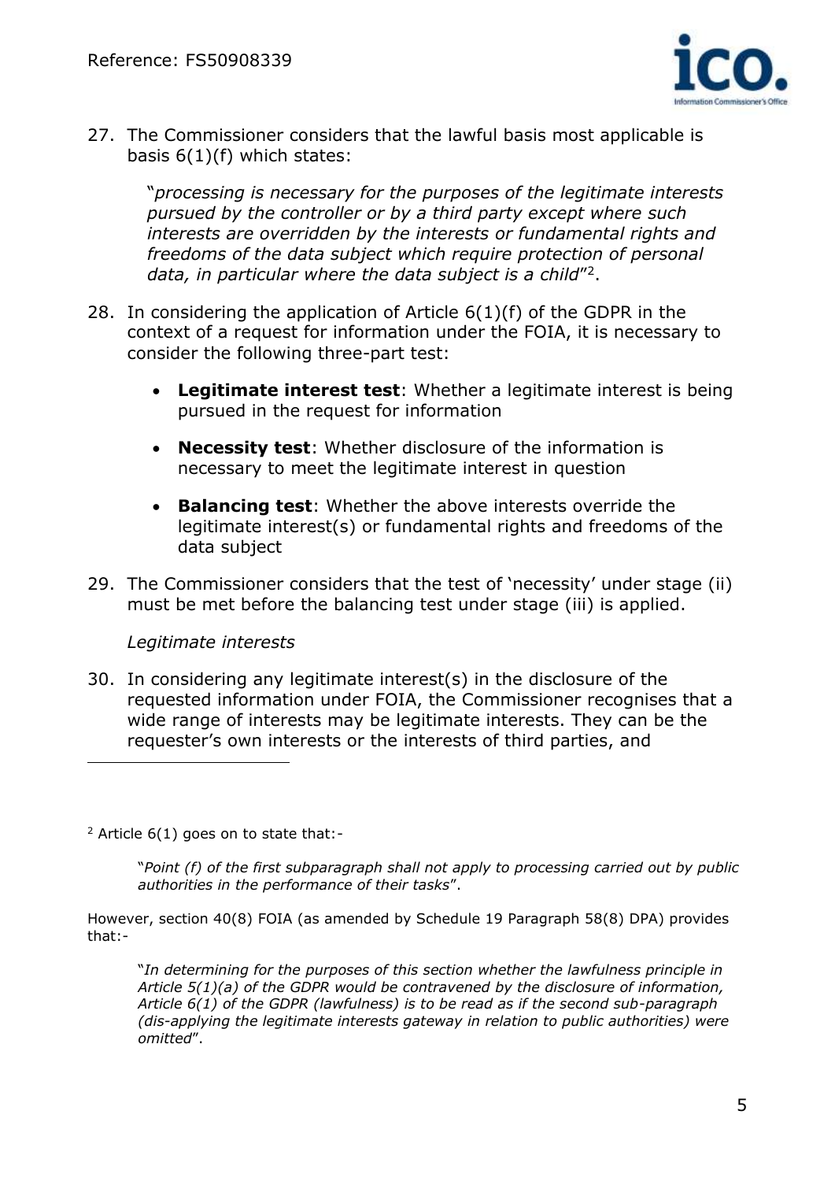27. The Commissioner considers that the lawful basis most applicable is basis 6(1)(f) which states:

    "*processing is necessary for the purposes of the legitimate interests pursued by the controller or by a third party except where such interests are overridden by the interests or fundamental rights and freedoms of the data subject which require protection of personal data, in particular where the data subject is a child*"[2].

28. In considering the application of Article 6(1)(f) of the GDPR in the context of a request for information under the FOIA, it is necessary to consider the following three-part test:

    - **Legitimate interest test**: Whether a legitimate interest is being pursued in the request for information
    - **Necessity test**: Whether disclosure of the information is necessary to meet the legitimate interest in question
    - **Balancing test**: Whether the above interests override the legitimate interest(s) or fundamental rights and freedoms of the data subject

29. The Commissioner considers that the test of 'necessity' under stage (ii) must be met before the balancing test under stage (iii) is applied.

*Legitimate interests*

30. In considering any legitimate interest(s) in the disclosure of the requested information under FOIA, the Commissioner recognises that a wide range of interests may be legitimate interests. They can be the requester's own interests or the interests of third parties, and

---

[2] Article 6(1) goes on to state that:-

> "*Point (f) of the first subparagraph shall not apply to processing carried out by public authorities in the performance of their tasks*".

However, section 40(8) FOIA (as amended by Schedule 19 Paragraph 58(8) DPA) provides that:-

> "*In determining for the purposes of this section whether the lawfulness principle in Article 5(1)(a) of the GDPR would be contravened by the disclosure of information, Article 6(1) of the GDPR (lawfulness) is to be read as if the second sub-paragraph (dis-applying the legitimate interests gateway in relation to public authorities) were omitted*".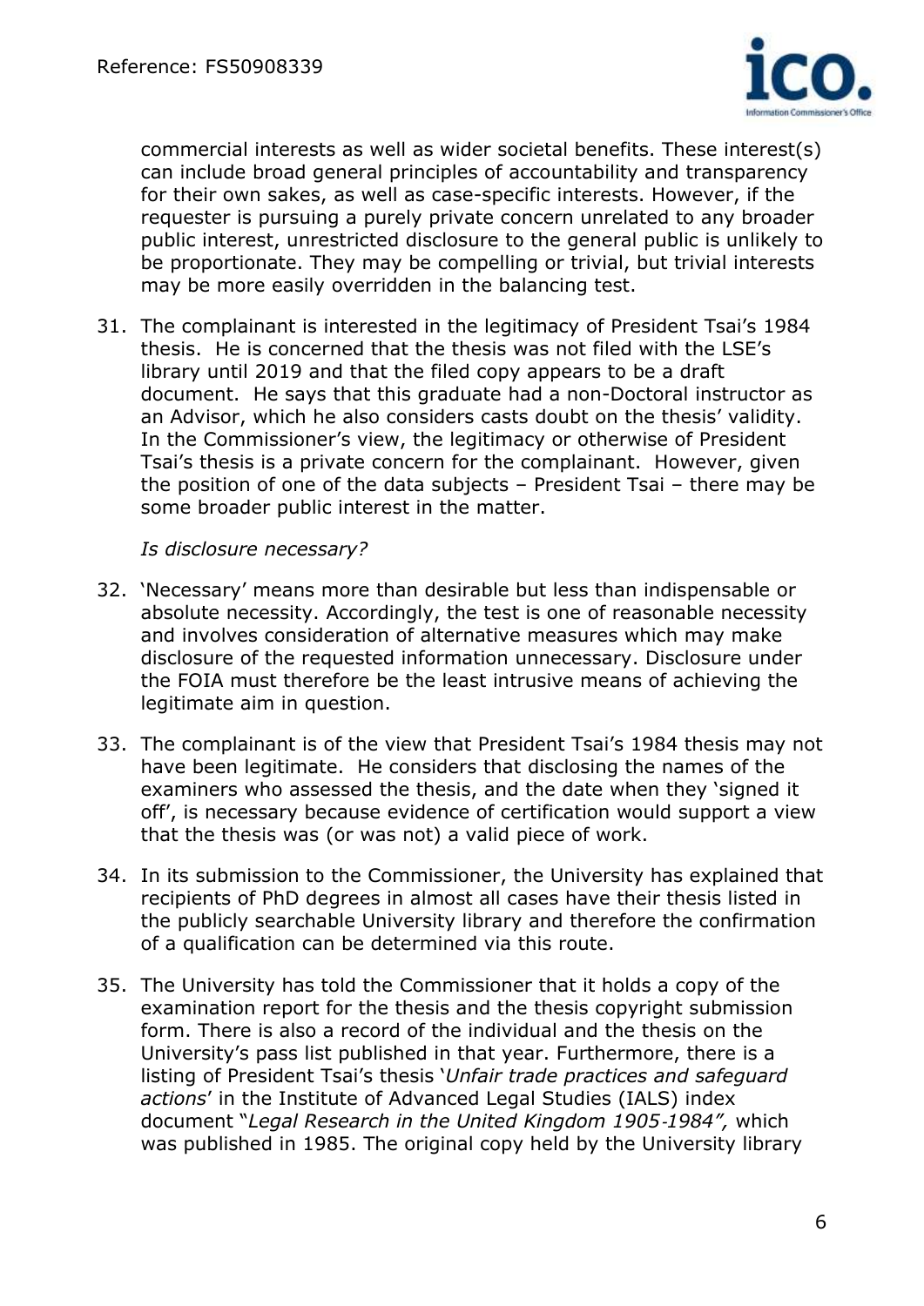commercial interests as well as wider societal benefits. These interest(s) can include broad general principles of accountability and transparency for their own sakes, as well as case-specific interests. However, if the requester is pursuing a purely private concern unrelated to any broader public interest, unrestricted disclosure to the general public is unlikely to be proportionate. They may be compelling or trivial, but trivial interests may be more easily overridden in the balancing test.

31. The complainant is interested in the legitimacy of President Tsai's 1984 thesis. He is concerned that the thesis was not filed with the LSE's library until 2019 and that the filed copy appears to be a draft document. He says that this graduate had a non-Doctoral instructor as an Advisor, which he also considers casts doubt on the thesis' validity. In the Commissioner's view, the legitimacy or otherwise of President Tsai's thesis is a private concern for the complainant. However, given the position of one of the data subjects – President Tsai – there may be some broader public interest in the matter.

*Is disclosure necessary?*

32. 'Necessary' means more than desirable but less than indispensable or absolute necessity. Accordingly, the test is one of reasonable necessity and involves consideration of alternative measures which may make disclosure of the requested information unnecessary. Disclosure under the FOIA must therefore be the least intrusive means of achieving the legitimate aim in question.

33. The complainant is of the view that President Tsai's 1984 thesis may not have been legitimate. He considers that disclosing the names of the examiners who assessed the thesis, and the date when they 'signed it off', is necessary because evidence of certification would support a view that the thesis was (or was not) a valid piece of work.

34. In its submission to the Commissioner, the University has explained that recipients of PhD degrees in almost all cases have their thesis listed in the publicly searchable University library and therefore the confirmation of a qualification can be determined via this route.

35. The University has told the Commissioner that it holds a copy of the examination report for the thesis and the thesis copyright submission form. There is also a record of the individual and the thesis on the University's pass list published in that year. Furthermore, there is a listing of President Tsai's thesis '*Unfair trade practices and safeguard actions*' in the Institute of Advanced Legal Studies (IALS) index document "*Legal Research in the United Kingdom 1905-1984",* which was published in 1985. The original copy held by the University library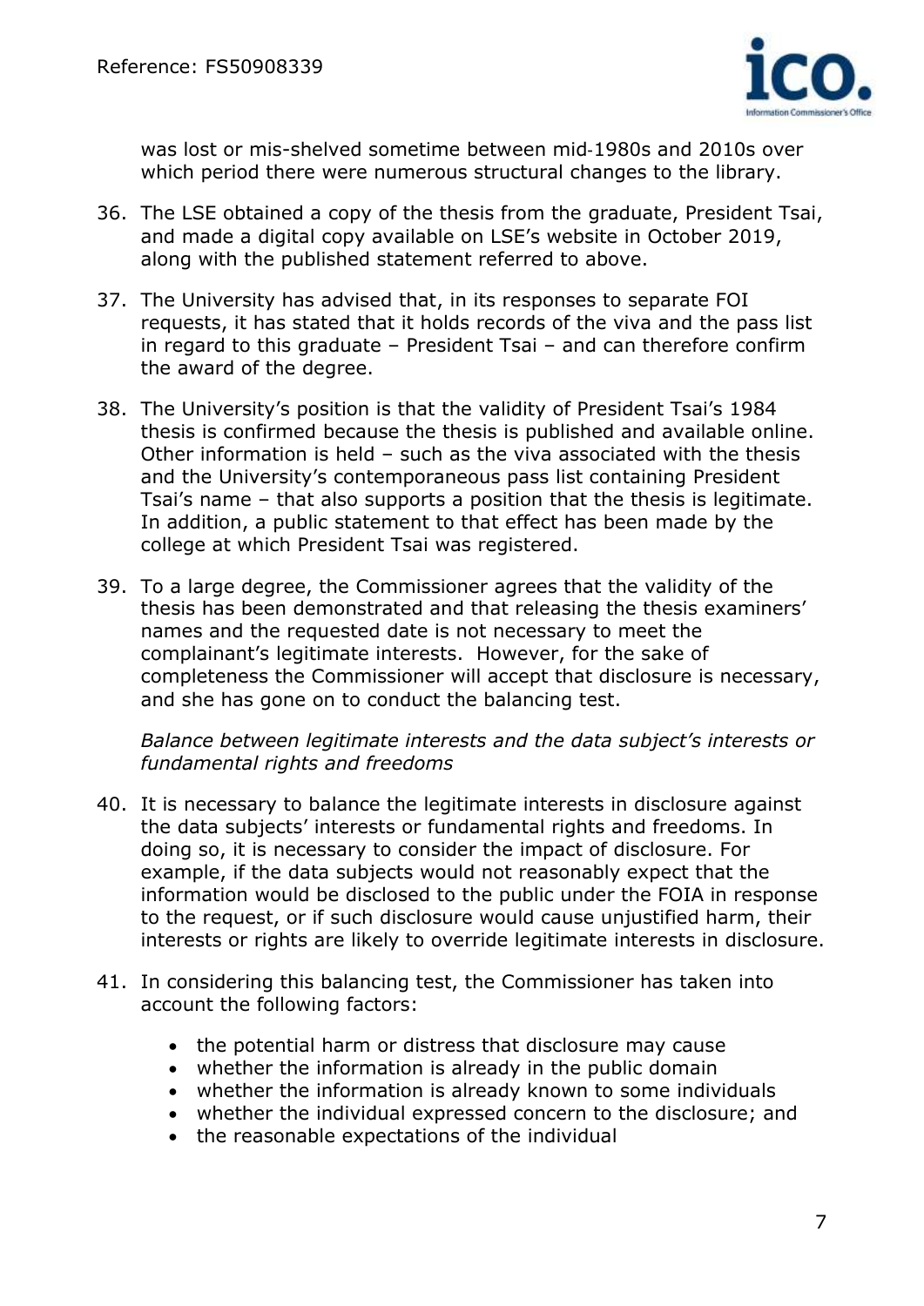was lost or mis-shelved sometime between mid-1980s and 2010s over which period there were numerous structural changes to the library.

36. The LSE obtained a copy of the thesis from the graduate, President Tsai, and made a digital copy available on LSE's website in October 2019, along with the published statement referred to above.

37. The University has advised that, in its responses to separate FOI requests, it has stated that it holds records of the viva and the pass list in regard to this graduate – President Tsai – and can therefore confirm the award of the degree.

38. The University's position is that the validity of President Tsai's 1984 thesis is confirmed because the thesis is published and available online. Other information is held – such as the viva associated with the thesis and the University's contemporaneous pass list containing President Tsai's name – that also supports a position that the thesis is legitimate. In addition, a public statement to that effect has been made by the college at which President Tsai was registered.

39. To a large degree, the Commissioner agrees that the validity of the thesis has been demonstrated and that releasing the thesis examiners' names and the requested date is not necessary to meet the complainant's legitimate interests. However, for the sake of completeness the Commissioner will accept that disclosure is necessary, and she has gone on to conduct the balancing test.

*Balance between legitimate interests and the data subject's interests or fundamental rights and freedoms*

40. It is necessary to balance the legitimate interests in disclosure against the data subjects' interests or fundamental rights and freedoms. In doing so, it is necessary to consider the impact of disclosure. For example, if the data subjects would not reasonably expect that the information would be disclosed to the public under the FOIA in response to the request, or if such disclosure would cause unjustified harm, their interests or rights are likely to override legitimate interests in disclosure.

41. In considering this balancing test, the Commissioner has taken into account the following factors:

    - the potential harm or distress that disclosure may cause
    - whether the information is already in the public domain
    - whether the information is already known to some individuals
    - whether the individual expressed concern to the disclosure; and
    - the reasonable expectations of the individual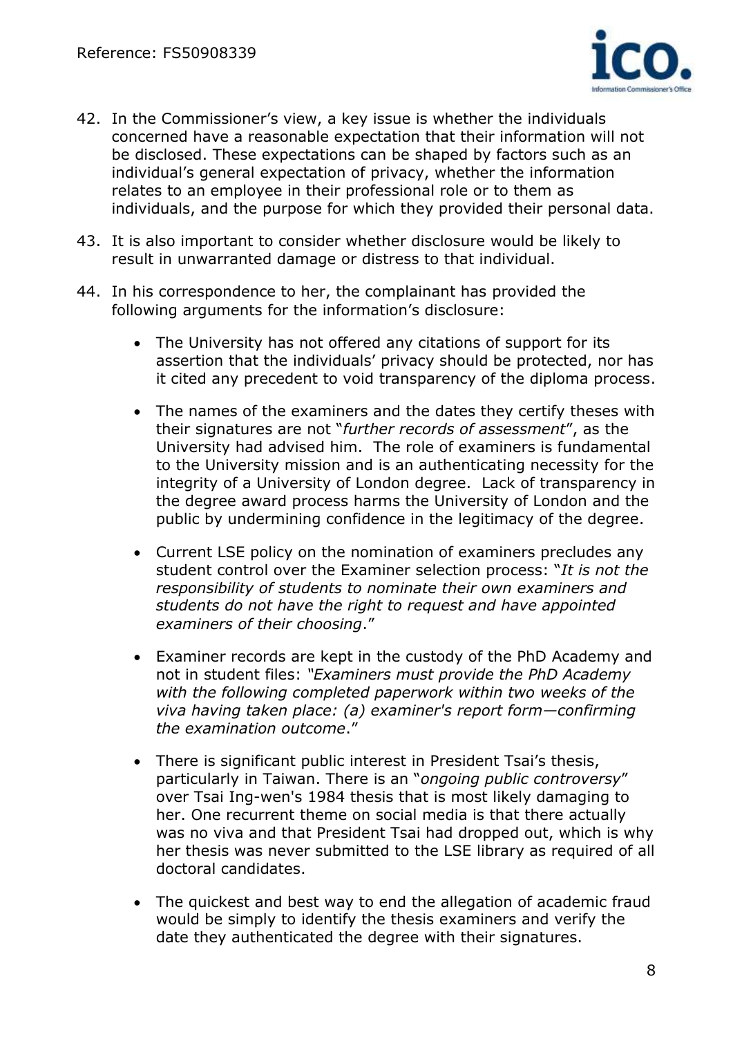42. In the Commissioner's view, a key issue is whether the individuals concerned have a reasonable expectation that their information will not be disclosed. These expectations can be shaped by factors such as an individual's general expectation of privacy, whether the information relates to an employee in their professional role or to them as individuals, and the purpose for which they provided their personal data.

43. It is also important to consider whether disclosure would be likely to result in unwarranted damage or distress to that individual.

44. In his correspondence to her, the complainant has provided the following arguments for the information's disclosure:

    - The University has not offered any citations of support for its assertion that the individuals' privacy should be protected, nor has it cited any precedent to void transparency of the diploma process.
    - The names of the examiners and the dates they certify theses with their signatures are not "*further records of assessment*", as the University had advised him. The role of examiners is fundamental to the University mission and is an authenticating necessity for the integrity of a University of London degree. Lack of transparency in the degree award process harms the University of London and the public by undermining confidence in the legitimacy of the degree.
    - Current LSE policy on the nomination of examiners precludes any student control over the Examiner selection process: "*It is not the responsibility of students to nominate their own examiners and students do not have the right to request and have appointed examiners of their choosing*."
    - Examiner records are kept in the custody of the PhD Academy and not in student files: *"Examiners must provide the PhD Academy with the following completed paperwork within two weeks of the viva having taken place: (a) examiner's report form—confirming the examination outcome*."
    - There is significant public interest in President Tsai's thesis, particularly in Taiwan. There is an "*ongoing public controversy*" over Tsai Ing-wen's 1984 thesis that is most likely damaging to her. One recurrent theme on social media is that there actually was no viva and that President Tsai had dropped out, which is why her thesis was never submitted to the LSE library as required of all doctoral candidates.
    - The quickest and best way to end the allegation of academic fraud would be simply to identify the thesis examiners and verify the date they authenticated the degree with their signatures.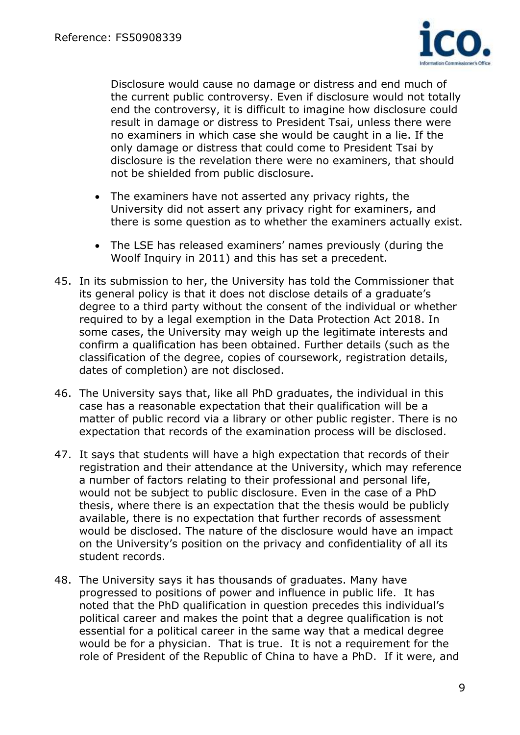Disclosure would cause no damage or distress and end much of the current public controversy. Even if disclosure would not totally end the controversy, it is difficult to imagine how disclosure could result in damage or distress to President Tsai, unless there were no examiners in which case she would be caught in a lie. If the only damage or distress that could come to President Tsai by disclosure is the revelation there were no examiners, that should not be shielded from public disclosure.

- The examiners have not asserted any privacy rights, the University did not assert any privacy right for examiners, and there is some question as to whether the examiners actually exist.
- The LSE has released examiners' names previously (during the Woolf Inquiry in 2011) and this has set a precedent.

45. In its submission to her, the University has told the Commissioner that its general policy is that it does not disclose details of a graduate's degree to a third party without the consent of the individual or whether required to by a legal exemption in the Data Protection Act 2018. In some cases, the University may weigh up the legitimate interests and confirm a qualification has been obtained. Further details (such as the classification of the degree, copies of coursework, registration details, dates of completion) are not disclosed.

46. The University says that, like all PhD graduates, the individual in this case has a reasonable expectation that their qualification will be a matter of public record via a library or other public register. There is no expectation that records of the examination process will be disclosed.

47. It says that students will have a high expectation that records of their registration and their attendance at the University, which may reference a number of factors relating to their professional and personal life, would not be subject to public disclosure. Even in the case of a PhD thesis, where there is an expectation that the thesis would be publicly available, there is no expectation that further records of assessment would be disclosed. The nature of the disclosure would have an impact on the University's position on the privacy and confidentiality of all its student records.

48. The University says it has thousands of graduates. Many have progressed to positions of power and influence in public life. It has noted that the PhD qualification in question precedes this individual's political career and makes the point that a degree qualification is not essential for a political career in the same way that a medical degree would be for a physician. That is true. It is not a requirement for the role of President of the Republic of China to have a PhD. If it were, and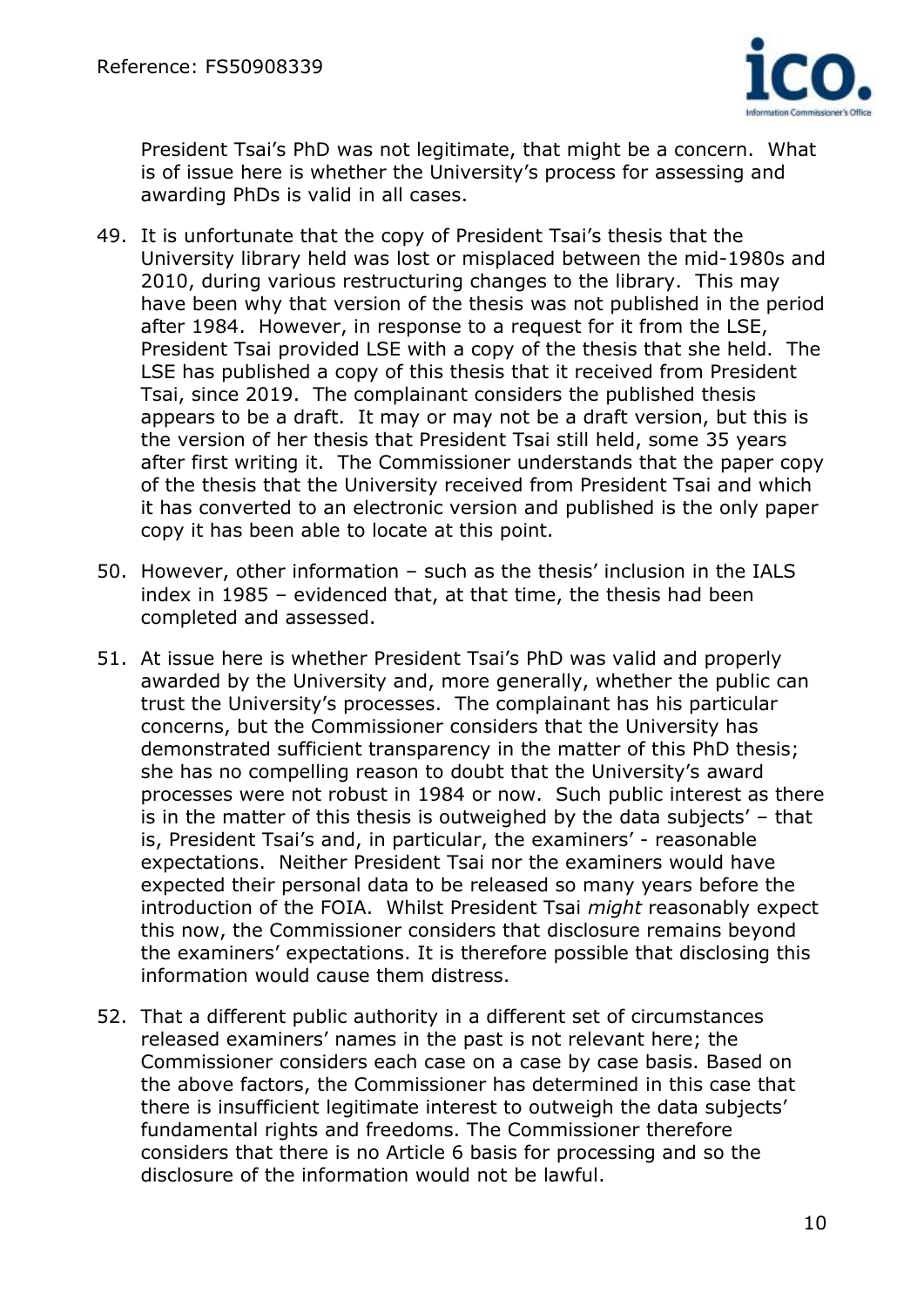President Tsai's PhD was not legitimate, that might be a concern. What is of issue here is whether the University's process for assessing and awarding PhDs is valid in all cases.

49. It is unfortunate that the copy of President Tsai's thesis that the University library held was lost or misplaced between the mid-1980s and 2010, during various restructuring changes to the library. This may have been why that version of the thesis was not published in the period after 1984. However, in response to a request for it from the LSE, President Tsai provided LSE with a copy of the thesis that she held. The LSE has published a copy of this thesis that it received from President Tsai, since 2019. The complainant considers the published thesis appears to be a draft. It may or may not be a draft version, but this is the version of her thesis that President Tsai still held, some 35 years after first writing it. The Commissioner understands that the paper copy of the thesis that the University received from President Tsai and which it has converted to an electronic version and published is the only paper copy it has been able to locate at this point.

50. However, other information – such as the thesis' inclusion in the IALS index in 1985 – evidenced that, at that time, the thesis had been completed and assessed.

51. At issue here is whether President Tsai's PhD was valid and properly awarded by the University and, more generally, whether the public can trust the University's processes. The complainant has his particular concerns, but the Commissioner considers that the University has demonstrated sufficient transparency in the matter of this PhD thesis; she has no compelling reason to doubt that the University's award processes were not robust in 1984 or now. Such public interest as there is in the matter of this thesis is outweighed by the data subjects' – that is, President Tsai's and, in particular, the examiners' - reasonable expectations. Neither President Tsai nor the examiners would have expected their personal data to be released so many years before the introduction of the FOIA. Whilst President Tsai *might* reasonably expect this now, the Commissioner considers that disclosure remains beyond the examiners' expectations. It is therefore possible that disclosing this information would cause them distress.

52. That a different public authority in a different set of circumstances released examiners' names in the past is not relevant here; the Commissioner considers each case on a case by case basis. Based on the above factors, the Commissioner has determined in this case that there is insufficient legitimate interest to outweigh the data subjects' fundamental rights and freedoms. The Commissioner therefore considers that there is no Article 6 basis for processing and so the disclosure of the information would not be lawful.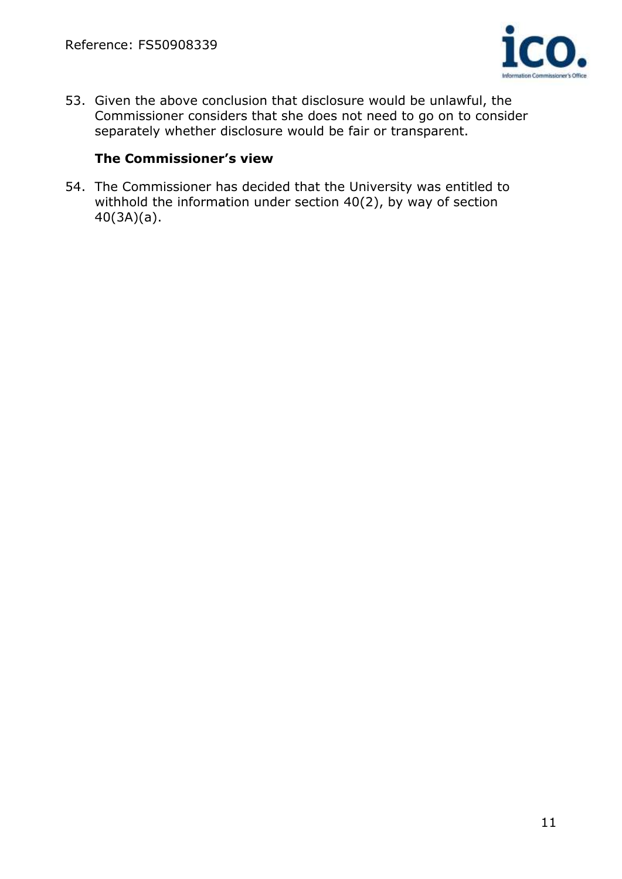53. Given the above conclusion that disclosure would be unlawful, the Commissioner considers that she does not need to go on to consider separately whether disclosure would be fair or transparent.

### The Commissioner's view

54. The Commissioner has decided that the University was entitled to withhold the information under section 40(2), by way of section 40(3A)(a).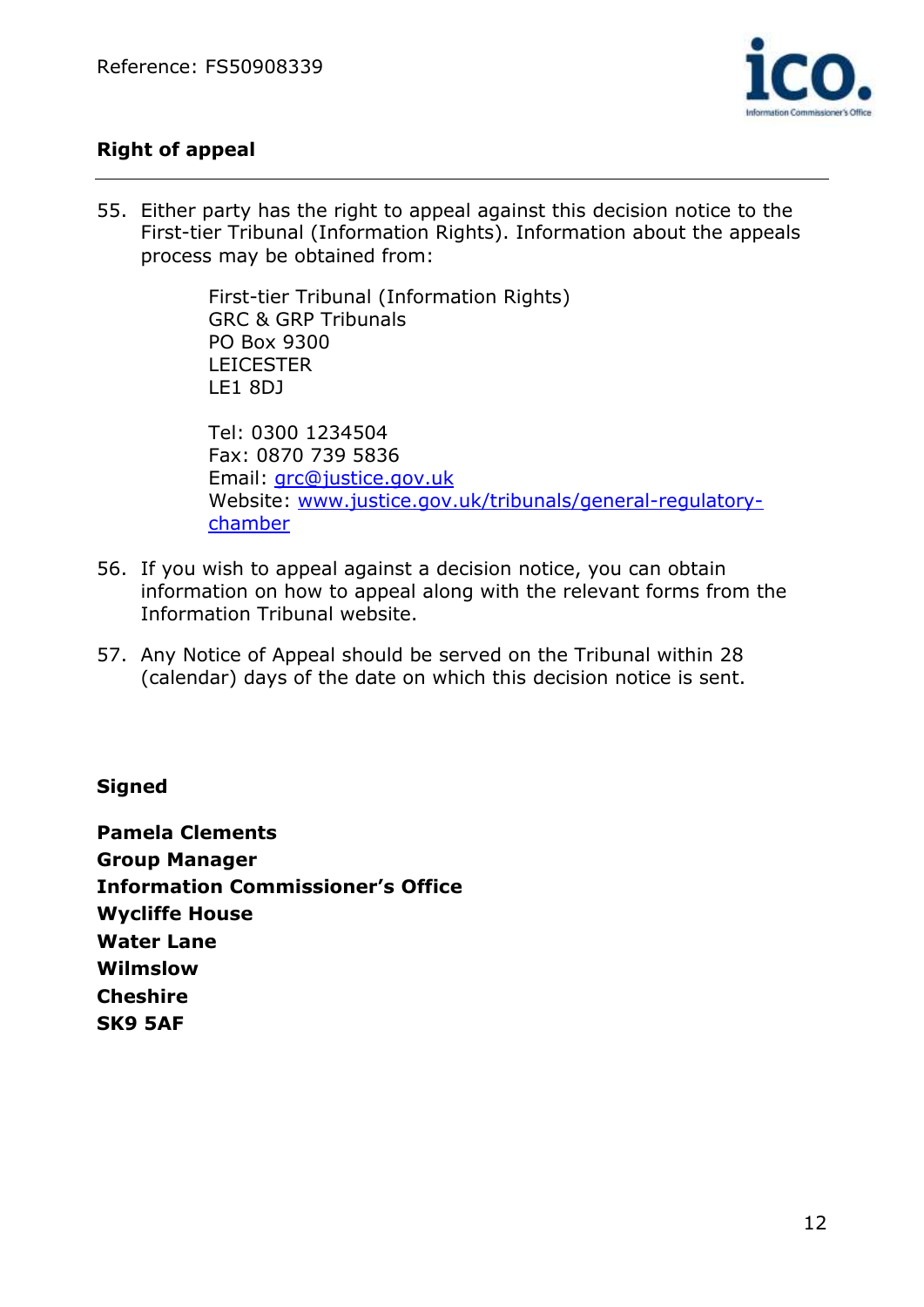## Right of appeal

55. Either party has the right to appeal against this decision notice to the First-tier Tribunal (Information Rights). Information about the appeals process may be obtained from:

    First-tier Tribunal (Information Rights)
    GRC & GRP Tribunals
    PO Box 9300
    LEICESTER
    LE1 8DJ

    Tel: 0300 1234504
    Fax: 0870 739 5836
    Email: grc@justice.gov.uk
    Website: www.justice.gov.uk/tribunals/general-regulatory-chamber

56. If you wish to appeal against a decision notice, you can obtain information on how to appeal along with the relevant forms from the Information Tribunal website.

57. Any Notice of Appeal should be served on the Tribunal within 28 (calendar) days of the date on which this decision notice is sent.

**Signed**

**Pamela Clements**
**Group Manager**
**Information Commissioner's Office**
**Wycliffe House**
**Water Lane**
**Wilmslow**
**Cheshire**
**SK9 5AF**